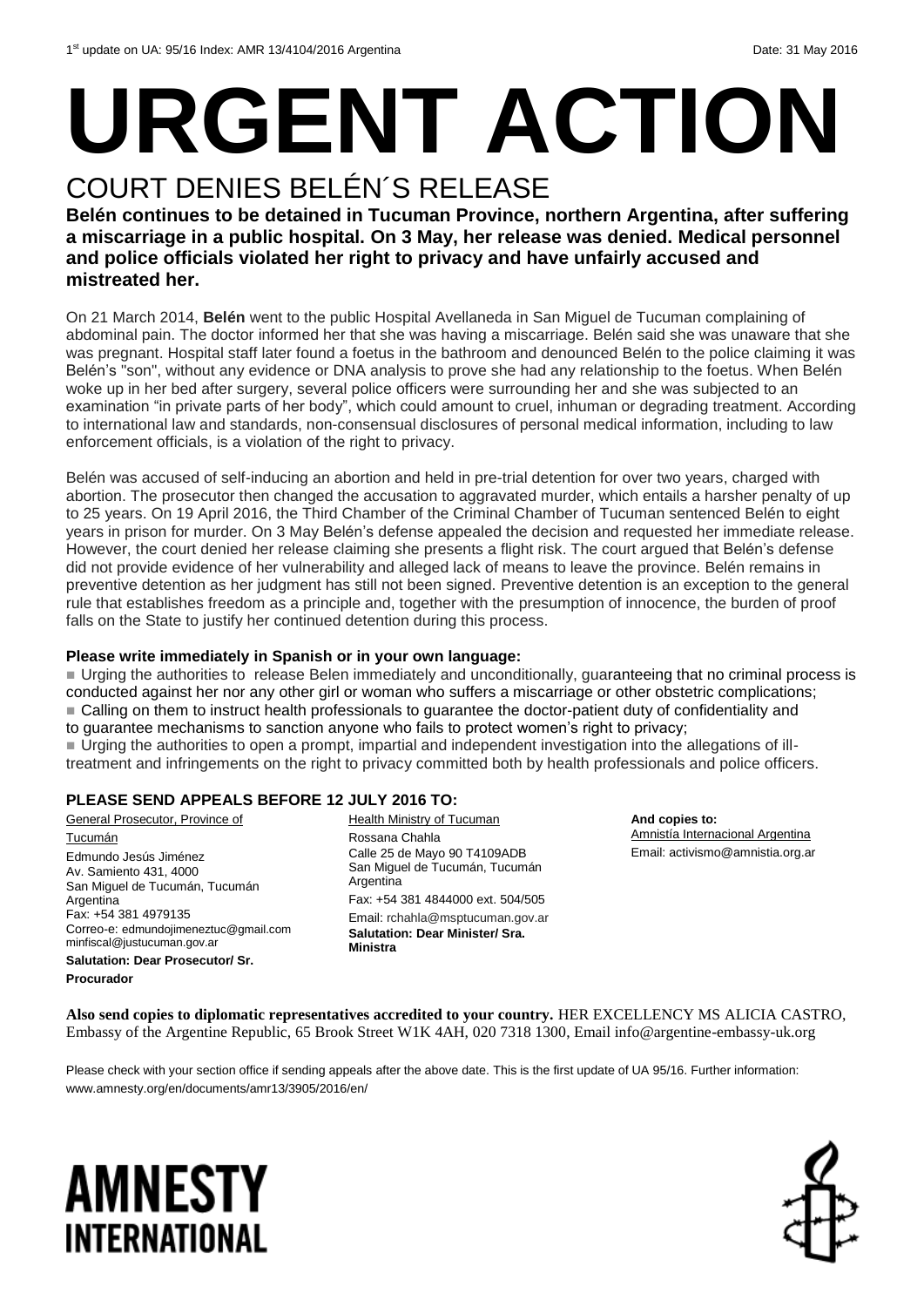1st update on UA: 95/16 Index: AMR 13/4104/2016 Argentina Date: 31 May 2016

# URGENT ACTION

## COURT DENIES BELÉN´S RELEASE

**Belén continues to be detained in Tucuman Province, northern Argentina, after suffering a miscarriage in a public hospital. On 3 May, her release was denied. Medical personnel and police officials violated her right to privacy and have unfairly accused and mistreated her.**

On 21 March 2014, **Belén** went to the public Hospital Avellaneda in San Miguel de Tucuman complaining of abdominal pain. The doctor informed her that she was having a miscarriage. Belén said she was unaware that she was pregnant. Hospital staff later found a foetus in the bathroom and denounced Belén to the police claiming it was Belén's "son", without any evidence or DNA analysis to prove she had any relationship to the foetus. When Belén woke up in her bed after surgery, several police officers were surrounding her and she was subjected to an examination "in private parts of her body", which could amount to cruel, inhuman or degrading treatment. According to international law and standards, non-consensual disclosures of personal medical information, including to law enforcement officials, is a violation of the right to privacy.

Belén was accused of self-inducing an abortion and held in pre-trial detention for over two years, charged with abortion. The prosecutor then changed the accusation to aggravated murder, which entails a harsher penalty of up to 25 years. On 19 April 2016, the Third Chamber of the Criminal Chamber of Tucuman sentenced Belén to eight years in prison for murder. On 3 May Belén's defense appealed the decision and requested her immediate release. However, the court denied her release claiming she presents a flight risk. The court argued that Belén's defense did not provide evidence of her vulnerability and alleged lack of means to leave the province. Belén remains in preventive detention as her judgment has still not been signed. Preventive detention is an exception to the general rule that establishes freedom as a principle and, together with the presumption of innocence, the burden of proof falls on the State to justify her continued detention during this process.

**Please write immediately in Spanish or in your own language:**

- Urging the authorities to release Belen immediately and unconditionally, guaranteeing that no criminal process is conducted against her nor any other girl or woman who suffers a miscarriage or other obstetric complications;
- Calling on them to instruct health professionals to guarantee the doctor-patient duty of confidentiality and to guarantee mechanisms to sanction anyone who fails to protect women's right to privacy;
- Urging the authorities to open a prompt, impartial and independent investigation into the allegations of ill-treatment and infringements on the right to privacy committed both by health professionals and police officers.

### PLEASE SEND APPEALS BEFORE 12 JULY 2016 TO:

General Prosecutor, Province of Tucumán
Edmundo Jesús Jiménez
Av. Samiento 431, 4000
San Miguel de Tucumán, Tucumán
Argentina
Fax: +54 381 4979135
Correo-e: edmundojimeneztuc@gmail.com
minfiscal@justucuman.gov.ar
**Salutation: Dear Prosecutor/ Sr. Procurador**

Health Ministry of Tucuman
Rossana Chahla
Calle 25 de Mayo 90 T4109ADB
San Miguel de Tucumán, Tucumán
Argentina
Fax: +54 381 4844000 ext. 504/505
Email: rchahla@msptucuman.gov.ar
**Salutation: Dear Minister/ Sra. Ministra**

**And copies to:**
Amnistía Internacional Argentina
Email: activismo@amnistia.org.ar

**Also send copies to diplomatic representatives accredited to your country.** HER EXCELLENCY MS ALICIA CASTRO, Embassy of the Argentine Republic, 65 Brook Street W1K 4AH, 020 7318 1300, Email info@argentine-embassy-uk.org

Please check with your section office if sending appeals after the above date. This is the first update of UA 95/16. Further information: www.amnesty.org/en/documents/amr13/3905/2016/en/

AMNESTY INTERNATIONAL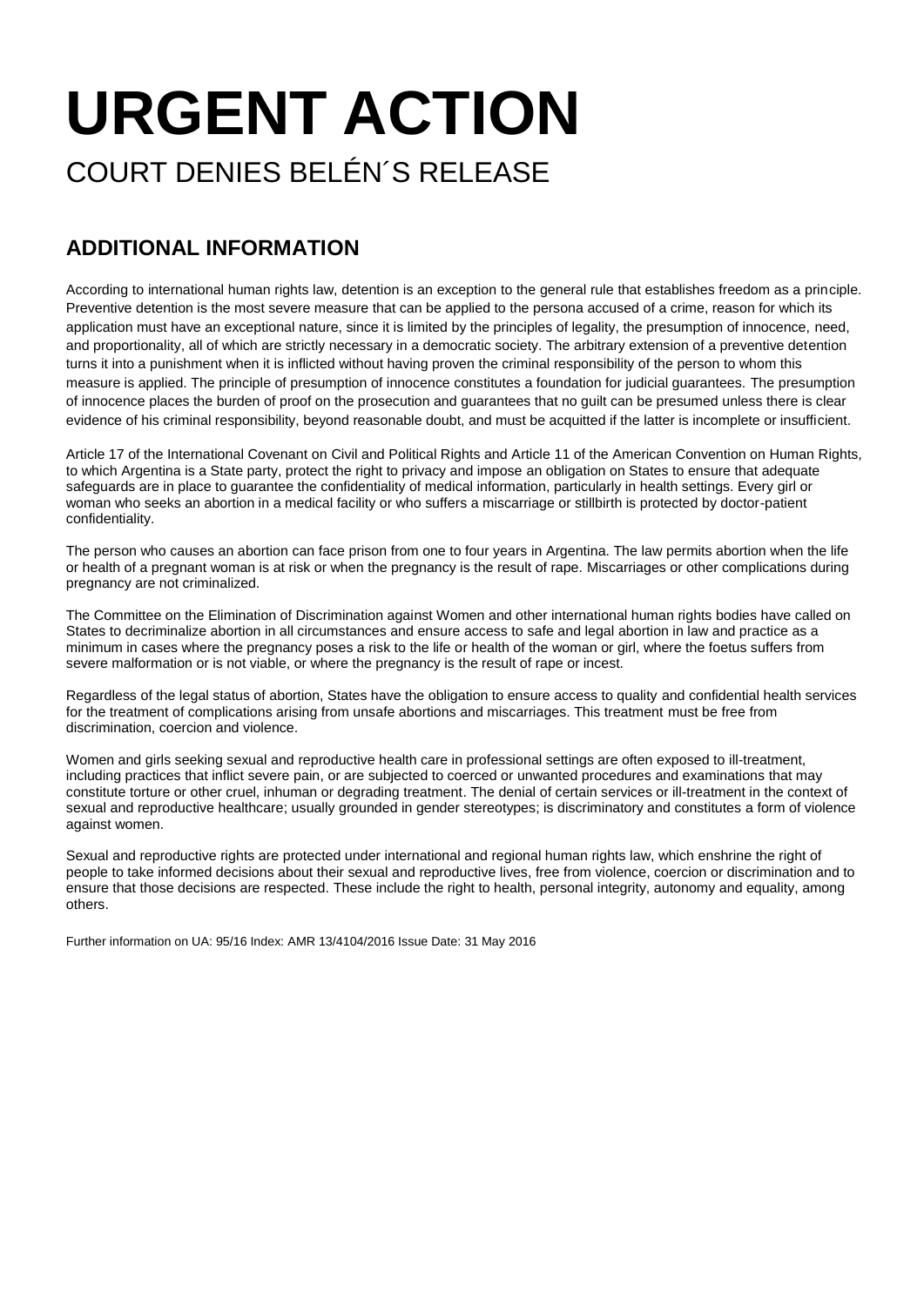# URGENT ACTION

COURT DENIES BELÉN´S RELEASE

## ADDITIONAL INFORMATION

According to international human rights law, detention is an exception to the general rule that establishes freedom as a principle. Preventive detention is the most severe measure that can be applied to the persona accused of a crime, reason for which its application must have an exceptional nature, since it is limited by the principles of legality, the presumption of innocence, need, and proportionality, all of which are strictly necessary in a democratic society. The arbitrary extension of a preventive detention turns it into a punishment when it is inflicted without having proven the criminal responsibility of the person to whom this measure is applied. The principle of presumption of innocence constitutes a foundation for judicial guarantees. The presumption of innocence places the burden of proof on the prosecution and guarantees that no guilt can be presumed unless there is clear evidence of his criminal responsibility, beyond reasonable doubt, and must be acquitted if the latter is incomplete or insufficient.

Article 17 of the International Covenant on Civil and Political Rights and Article 11 of the American Convention on Human Rights, to which Argentina is a State party, protect the right to privacy and impose an obligation on States to ensure that adequate safeguards are in place to guarantee the confidentiality of medical information, particularly in health settings. Every girl or woman who seeks an abortion in a medical facility or who suffers a miscarriage or stillbirth is protected by doctor-patient confidentiality.

The person who causes an abortion can face prison from one to four years in Argentina. The law permits abortion when the life or health of a pregnant woman is at risk or when the pregnancy is the result of rape. Miscarriages or other complications during pregnancy are not criminalized.

The Committee on the Elimination of Discrimination against Women and other international human rights bodies have called on States to decriminalize abortion in all circumstances and ensure access to safe and legal abortion in law and practice as a minimum in cases where the pregnancy poses a risk to the life or health of the woman or girl, where the foetus suffers from severe malformation or is not viable, or where the pregnancy is the result of rape or incest.

Regardless of the legal status of abortion, States have the obligation to ensure access to quality and confidential health services for the treatment of complications arising from unsafe abortions and miscarriages. This treatment must be free from discrimination, coercion and violence.

Women and girls seeking sexual and reproductive health care in professional settings are often exposed to ill-treatment, including practices that inflict severe pain, or are subjected to coerced or unwanted procedures and examinations that may constitute torture or other cruel, inhuman or degrading treatment. The denial of certain services or ill-treatment in the context of sexual and reproductive healthcare; usually grounded in gender stereotypes; is discriminatory and constitutes a form of violence against women.

Sexual and reproductive rights are protected under international and regional human rights law, which enshrine the right of people to take informed decisions about their sexual and reproductive lives, free from violence, coercion or discrimination and to ensure that those decisions are respected. These include the right to health, personal integrity, autonomy and equality, among others.

Further information on UA: 95/16 Index: AMR 13/4104/2016 Issue Date: 31 May 2016